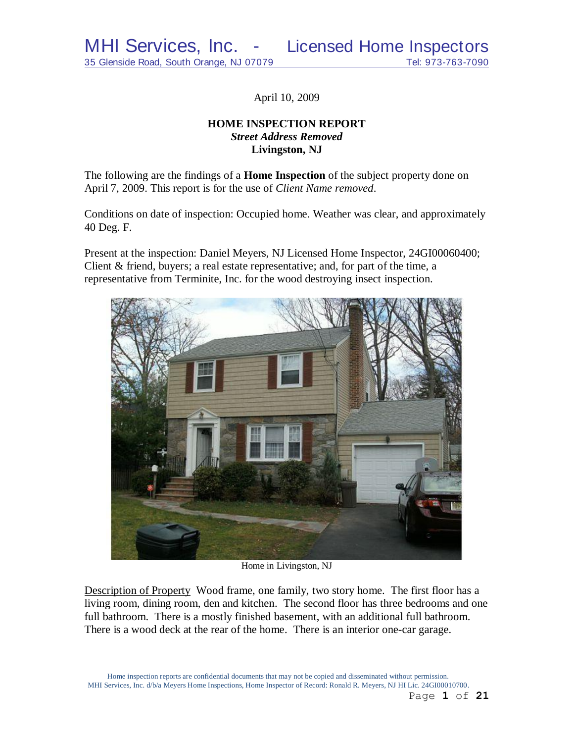MHI Services, Inc. - Licensed Home Inspectors

35 Glenside Road, South Orange, NJ 07079 Tel: 973-763-7090

April 10, 2009

**HOME INSPECTION REPORT**
***Street Address Removed***
**Livingston, NJ**

The following are the findings of a **Home Inspection** of the subject property done on April 7, 2009. This report is for the use of *Client Name removed*.

Conditions on date of inspection: Occupied home. Weather was clear, and approximately 40 Deg. F.

Present at the inspection: Daniel Meyers, NJ Licensed Home Inspector, 24GI00060400; Client & friend, buyers; a real estate representative; and, for part of the time, a representative from Terminite, Inc. for the wood destroying insect inspection.

Home in Livingston, NJ

Description of Property Wood frame, one family, two story home. The first floor has a living room, dining room, den and kitchen. The second floor has three bedrooms and one full bathroom. There is a mostly finished basement, with an additional full bathroom. There is a wood deck at the rear of the home. There is an interior one-car garage.

Home inspection reports are confidential documents that may not be copied and disseminated without permission.
MHI Services, Inc. d/b/a Meyers Home Inspections, Home Inspector of Record: Ronald R. Meyers, NJ HI Lic. 24GI00010700.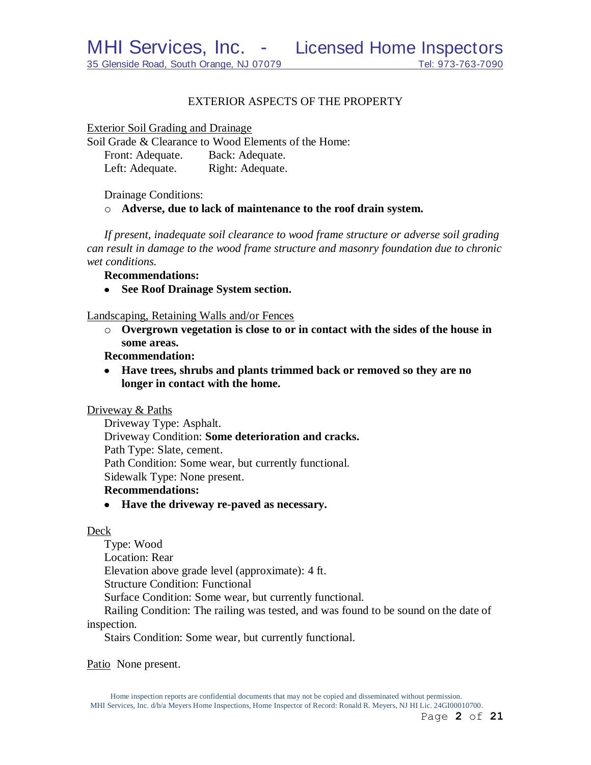## EXTERIOR ASPECTS OF THE PROPERTY

Exterior Soil Grading and Drainage

Soil Grade & Clearance to Wood Elements of the Home:

Front: Adequate. Back: Adequate.
Left: Adequate. Right: Adequate.

Drainage Conditions:

- **Adverse, due to lack of maintenance to the roof drain system.**

*If present, inadequate soil clearance to wood frame structure or adverse soil grading can result in damage to the wood frame structure and masonry foundation due to chronic wet conditions.*

**Recommendations:**

- **See Roof Drainage System section.**

Landscaping, Retaining Walls and/or Fences

- **Overgrown vegetation is close to or in contact with the sides of the house in some areas.**

**Recommendation:**

- **Have trees, shrubs and plants trimmed back or removed so they are no longer in contact with the home.**

Driveway & Paths

Driveway Type: Asphalt.
Driveway Condition: **Some deterioration and cracks.**
Path Type: Slate, cement.
Path Condition: Some wear, but currently functional.
Sidewalk Type: None present.

**Recommendations:**

- **Have the driveway re-paved as necessary.**

Deck

Type: Wood
Location: Rear
Elevation above grade level (approximate): 4 ft.
Structure Condition: Functional
Surface Condition: Some wear, but currently functional.
Railing Condition: The railing was tested, and was found to be sound on the date of inspection.
Stairs Condition: Some wear, but currently functional.

Patio None present.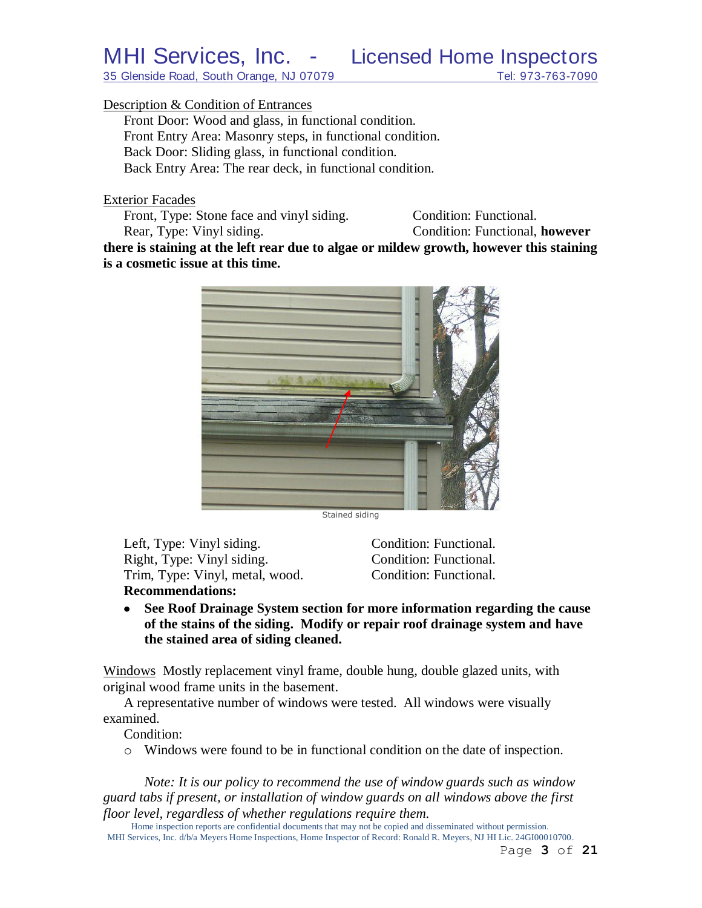Description & Condition of Entrances

Front Door: Wood and glass, in functional condition.
Front Entry Area: Masonry steps, in functional condition.
Back Door: Sliding glass, in functional condition.
Back Entry Area: The rear deck, in functional condition.

Exterior Facades

Front, Type: Stone face and vinyl siding. Condition: Functional.
Rear, Type: Vinyl siding. Condition: Functional, **however there is staining at the left rear due to algae or mildew growth, however this staining is a cosmetic issue at this time.**

Stained siding

Left, Type: Vinyl siding. Condition: Functional.
Right, Type: Vinyl siding. Condition: Functional.
Trim, Type: Vinyl, metal, wood. Condition: Functional.

**Recommendations:**

- **See Roof Drainage System section for more information regarding the cause of the stains of the siding. Modify or repair roof drainage system and have the stained area of siding cleaned.**

Windows Mostly replacement vinyl frame, double hung, double glazed units, with original wood frame units in the basement.

A representative number of windows were tested. All windows were visually examined.

Condition:

- Windows were found to be in functional condition on the date of inspection.

*Note: It is our policy to recommend the use of window guards such as window guard tabs if present, or installation of window guards on all windows above the first floor level, regardless of whether regulations require them.*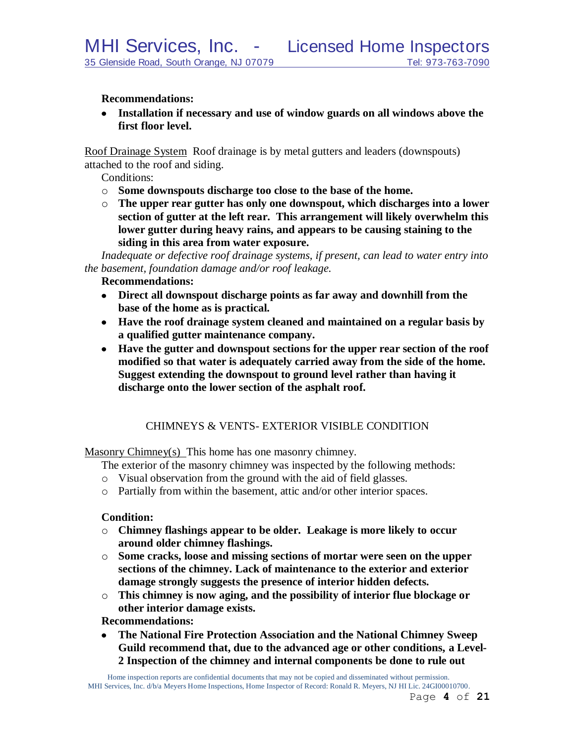**Recommendations:**

- **Installation if necessary and use of window guards on all windows above the first floor level.**

Roof Drainage System  Roof drainage is by metal gutters and leaders (downspouts) attached to the roof and siding.

Conditions:

- **Some downspouts discharge too close to the base of the home.**
- **The upper rear gutter has only one downspout, which discharges into a lower section of gutter at the left rear.  This arrangement will likely overwhelm this lower gutter during heavy rains, and appears to be causing staining to the siding in this area from water exposure.**

*Inadequate or defective roof drainage systems, if present, can lead to water entry into the basement, foundation damage and/or roof leakage.*

**Recommendations:**

- **Direct all downspout discharge points as far away and downhill from the base of the home as is practical.**
- **Have the roof drainage system cleaned and maintained on a regular basis by a qualified gutter maintenance company.**
- **Have the gutter and downspout sections for the upper rear section of the roof modified so that water is adequately carried away from the side of the home. Suggest extending the downspout to ground level rather than having it discharge onto the lower section of the asphalt roof.**

## CHIMNEYS & VENTS- EXTERIOR VISIBLE CONDITION

Masonry Chimney(s)  This home has one masonry chimney.

The exterior of the masonry chimney was inspected by the following methods:

- Visual observation from the ground with the aid of field glasses.
- Partially from within the basement, attic and/or other interior spaces.

**Condition:**

- **Chimney flashings appear to be older.  Leakage is more likely to occur around older chimney flashings.**
- **Some cracks, loose and missing sections of mortar were seen on the upper sections of the chimney. Lack of maintenance to the exterior and exterior damage strongly suggests the presence of interior hidden defects.**
- **This chimney is now aging, and the possibility of interior flue blockage or other interior damage exists.**

**Recommendations:**

- **The National Fire Protection Association and the National Chimney Sweep Guild recommend that, due to the advanced age or other conditions, a Level-2 Inspection of the chimney and internal components be done to rule out**

Home inspection reports are confidential documents that may not be copied and disseminated without permission.
MHI Services, Inc. d/b/a Meyers Home Inspections, Home Inspector of Record: Ronald R. Meyers, NJ HI Lic. 24GI00010700.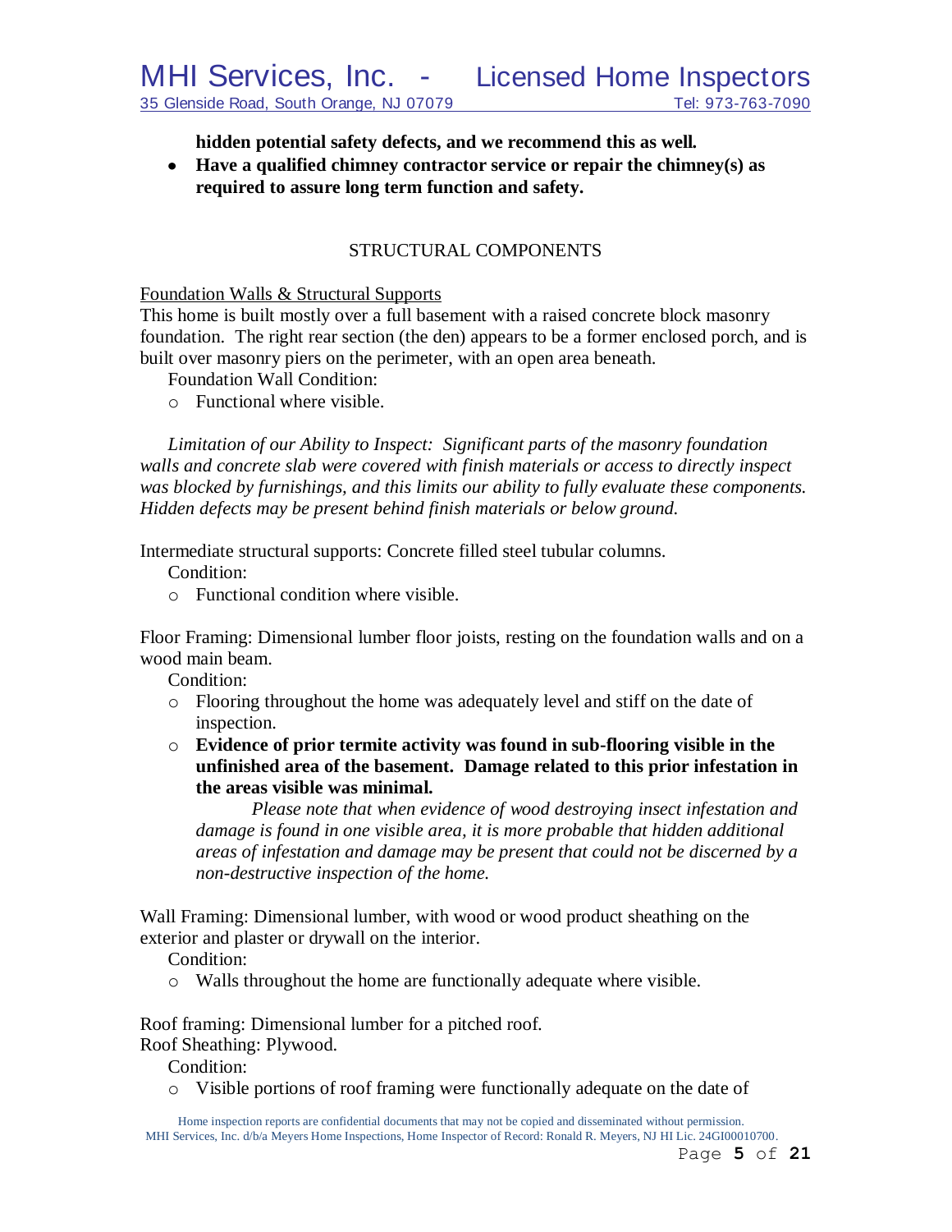**hidden potential safety defects, and we recommend this as well.**

- **Have a qualified chimney contractor service or repair the chimney(s) as required to assure long term function and safety.**

## STRUCTURAL COMPONENTS

<u>Foundation Walls & Structural Supports</u>

This home is built mostly over a full basement with a raised concrete block masonry foundation. The right rear section (the den) appears to be a former enclosed porch, and is built over masonry piers on the perimeter, with an open area beneath.

Foundation Wall Condition:

- Functional where visible.

*Limitation of our Ability to Inspect: Significant parts of the masonry foundation walls and concrete slab were covered with finish materials or access to directly inspect was blocked by furnishings, and this limits our ability to fully evaluate these components. Hidden defects may be present behind finish materials or below ground.*

Intermediate structural supports: Concrete filled steel tubular columns.

Condition:

- Functional condition where visible.

Floor Framing: Dimensional lumber floor joists, resting on the foundation walls and on a wood main beam.

Condition:

- Flooring throughout the home was adequately level and stiff on the date of inspection.
- **Evidence of prior termite activity was found in sub-flooring visible in the unfinished area of the basement. Damage related to this prior infestation in the areas visible was minimal.**

  *Please note that when evidence of wood destroying insect infestation and damage is found in one visible area, it is more probable that hidden additional areas of infestation and damage may be present that could not be discerned by a non-destructive inspection of the home.*

Wall Framing: Dimensional lumber, with wood or wood product sheathing on the exterior and plaster or drywall on the interior.

Condition:

- Walls throughout the home are functionally adequate where visible.

Roof framing: Dimensional lumber for a pitched roof.
Roof Sheathing: Plywood.

Condition:

- Visible portions of roof framing were functionally adequate on the date of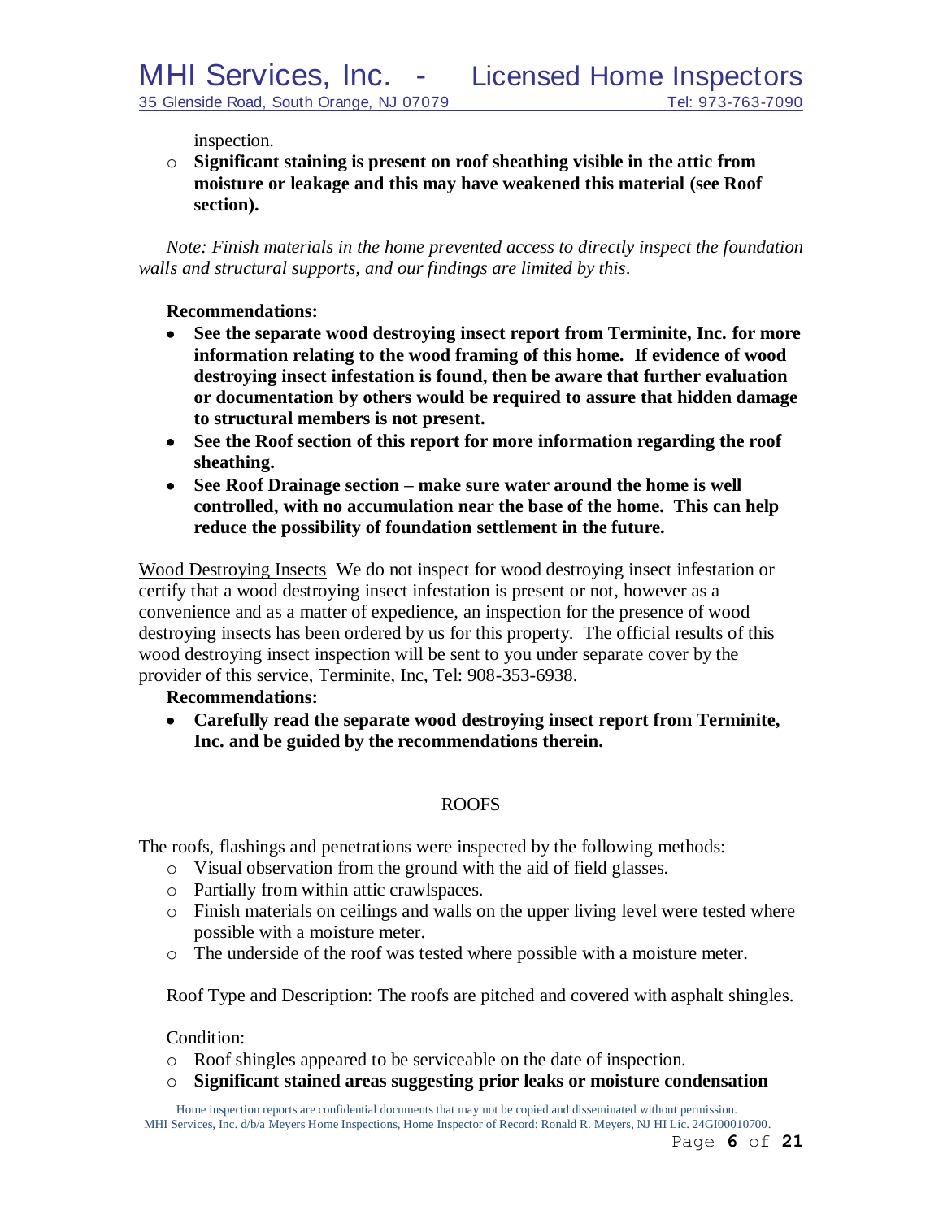inspection.

- **Significant staining is present on roof sheathing visible in the attic from moisture or leakage and this may have weakened this material (see Roof section).**

*Note: Finish materials in the home prevented access to directly inspect the foundation walls and structural supports, and our findings are limited by this.*

**Recommendations:**

- **See the separate wood destroying insect report from Terminite, Inc. for more information relating to the wood framing of this home. If evidence of wood destroying insect infestation is found, then be aware that further evaluation or documentation by others would be required to assure that hidden damage to structural members is not present.**
- **See the Roof section of this report for more information regarding the roof sheathing.**
- **See Roof Drainage section – make sure water around the home is well controlled, with no accumulation near the base of the home. This can help reduce the possibility of foundation settlement in the future.**

<u>Wood Destroying Insects</u> We do not inspect for wood destroying insect infestation or certify that a wood destroying insect infestation is present or not, however as a convenience and as a matter of expedience, an inspection for the presence of wood destroying insects has been ordered by us for this property. The official results of this wood destroying insect inspection will be sent to you under separate cover by the provider of this service, Terminite, Inc, Tel: 908-353-6938.

**Recommendations:**

- **Carefully read the separate wood destroying insect report from Terminite, Inc. and be guided by the recommendations therein.**

## ROOFS

The roofs, flashings and penetrations were inspected by the following methods:

- Visual observation from the ground with the aid of field glasses.
- Partially from within attic crawlspaces.
- Finish materials on ceilings and walls on the upper living level were tested where possible with a moisture meter.
- The underside of the roof was tested where possible with a moisture meter.

Roof Type and Description: The roofs are pitched and covered with asphalt shingles.

Condition:

- Roof shingles appeared to be serviceable on the date of inspection.
- **Significant stained areas suggesting prior leaks or moisture condensation**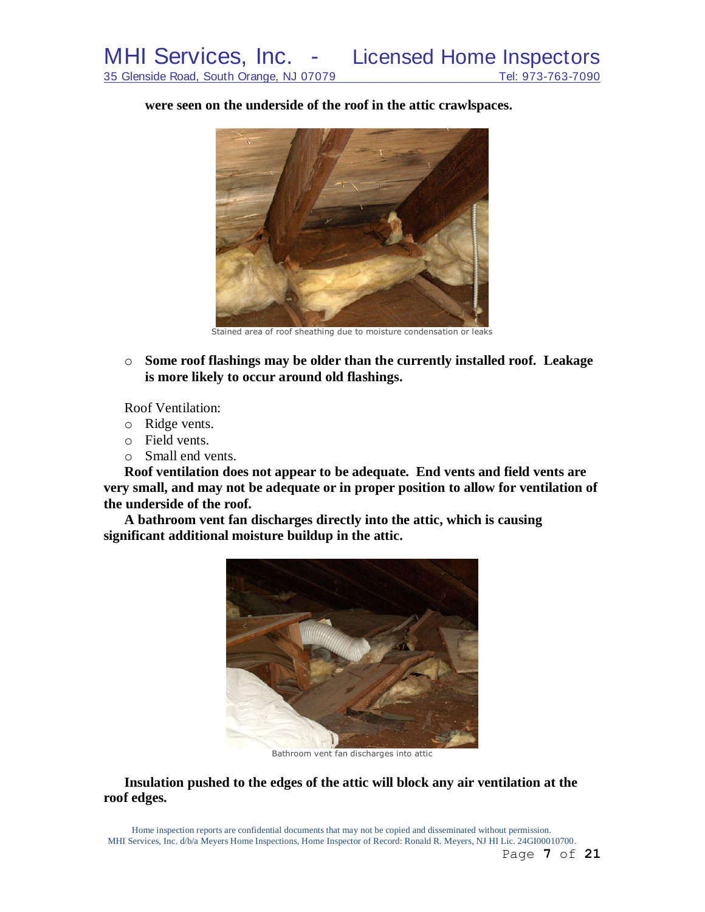**were seen on the underside of the roof in the attic crawlspaces.**

Stained area of roof sheathing due to moisture condensation or leaks

- **Some roof flashings may be older than the currently installed roof. Leakage is more likely to occur around old flashings.**

Roof Ventilation:

- Ridge vents.
- Field vents.
- Small end vents.

**Roof ventilation does not appear to be adequate. End vents and field vents are very small, and may not be adequate or in proper position to allow for ventilation of the underside of the roof.**

**A bathroom vent fan discharges directly into the attic, which is causing significant additional moisture buildup in the attic.**

Bathroom vent fan discharges into attic

**Insulation pushed to the edges of the attic will block any air ventilation at the roof edges.**

Home inspection reports are confidential documents that may not be copied and disseminated without permission.
MHI Services, Inc. d/b/a Meyers Home Inspections, Home Inspector of Record: Ronald R. Meyers, NJ HI Lic. 24GI00010700.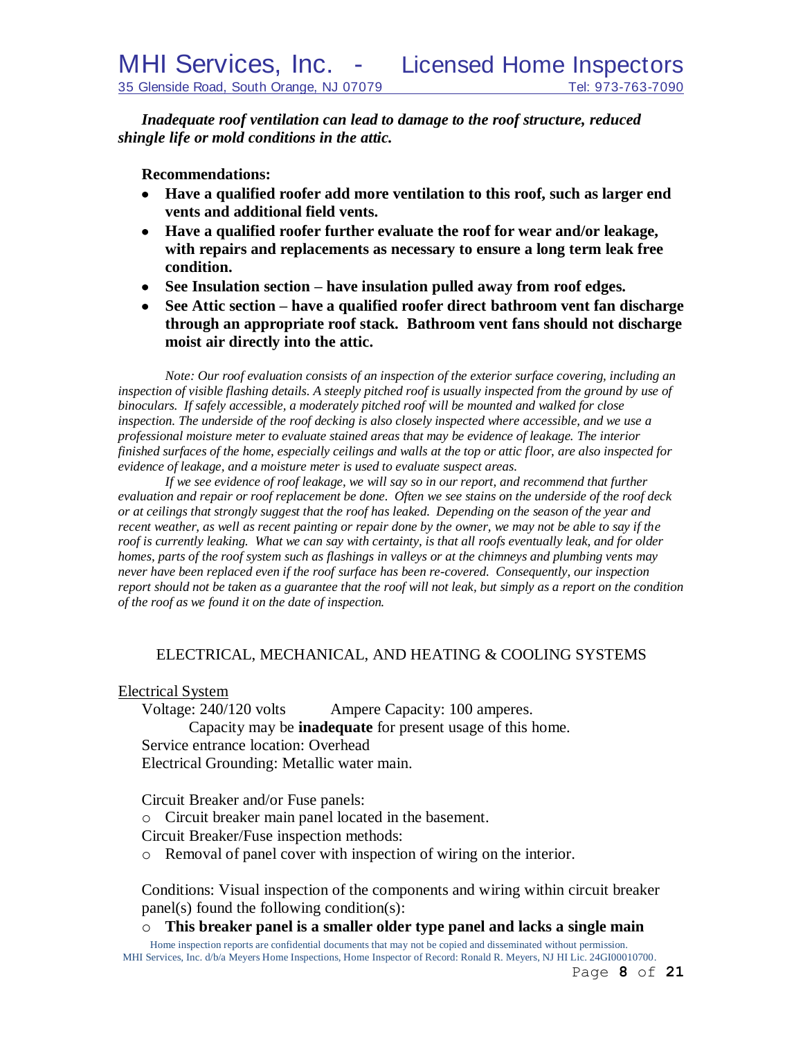***Inadequate roof ventilation can lead to damage to the roof structure, reduced shingle life or mold conditions in the attic.***

**Recommendations:**

- **Have a qualified roofer add more ventilation to this roof, such as larger end vents and additional field vents.**
- **Have a qualified roofer further evaluate the roof for wear and/or leakage, with repairs and replacements as necessary to ensure a long term leak free condition.**
- **See Insulation section – have insulation pulled away from roof edges.**
- **See Attic section – have a qualified roofer direct bathroom vent fan discharge through an appropriate roof stack. Bathroom vent fans should not discharge moist air directly into the attic.**

*Note: Our roof evaluation consists of an inspection of the exterior surface covering, including an inspection of visible flashing details. A steeply pitched roof is usually inspected from the ground by use of binoculars. If safely accessible, a moderately pitched roof will be mounted and walked for close inspection. The underside of the roof decking is also closely inspected where accessible, and we use a professional moisture meter to evaluate stained areas that may be evidence of leakage. The interior finished surfaces of the home, especially ceilings and walls at the top or attic floor, are also inspected for evidence of leakage, and a moisture meter is used to evaluate suspect areas.*

*If we see evidence of roof leakage, we will say so in our report, and recommend that further evaluation and repair or roof replacement be done. Often we see stains on the underside of the roof deck or at ceilings that strongly suggest that the roof has leaked. Depending on the season of the year and recent weather, as well as recent painting or repair done by the owner, we may not be able to say if the roof is currently leaking. What we can say with certainty, is that all roofs eventually leak, and for older homes, parts of the roof system such as flashings in valleys or at the chimneys and plumbing vents may never have been replaced even if the roof surface has been re-covered. Consequently, our inspection report should not be taken as a guarantee that the roof will not leak, but simply as a report on the condition of the roof as we found it on the date of inspection.*

## ELECTRICAL, MECHANICAL, AND HEATING & COOLING SYSTEMS

### Electrical System

Voltage: 240/120 volts Ampere Capacity: 100 amperes.

Capacity may be **inadequate** for present usage of this home.

Service entrance location: Overhead

Electrical Grounding: Metallic water main.

Circuit Breaker and/or Fuse panels:

- Circuit breaker main panel located in the basement.

Circuit Breaker/Fuse inspection methods:

- Removal of panel cover with inspection of wiring on the interior.

Conditions: Visual inspection of the components and wiring within circuit breaker panel(s) found the following condition(s):

- **This breaker panel is a smaller older type panel and lacks a single main**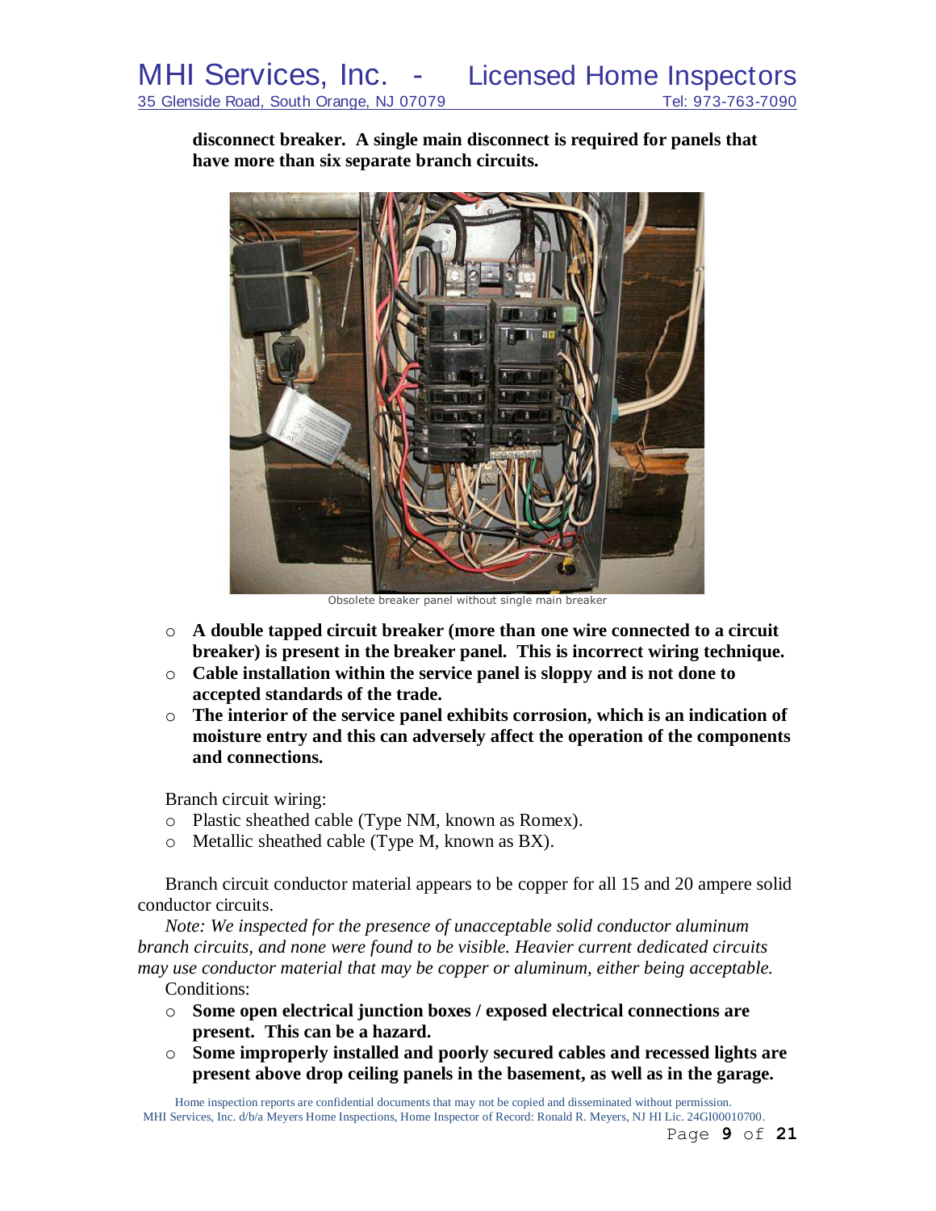**disconnect breaker. A single main disconnect is required for panels that have more than six separate branch circuits.**

Obsolete breaker panel without single main breaker

- **A double tapped circuit breaker (more than one wire connected to a circuit breaker) is present in the breaker panel. This is incorrect wiring technique.**
- **Cable installation within the service panel is sloppy and is not done to accepted standards of the trade.**
- **The interior of the service panel exhibits corrosion, which is an indication of moisture entry and this can adversely affect the operation of the components and connections.**

Branch circuit wiring:

- Plastic sheathed cable (Type NM, known as Romex).
- Metallic sheathed cable (Type M, known as BX).

Branch circuit conductor material appears to be copper for all 15 and 20 ampere solid conductor circuits.

*Note: We inspected for the presence of unacceptable solid conductor aluminum branch circuits, and none were found to be visible. Heavier current dedicated circuits may use conductor material that may be copper or aluminum, either being acceptable.*

Conditions:

- **Some open electrical junction boxes / exposed electrical connections are present. This can be a hazard.**
- **Some improperly installed and poorly secured cables and recessed lights are present above drop ceiling panels in the basement, as well as in the garage.**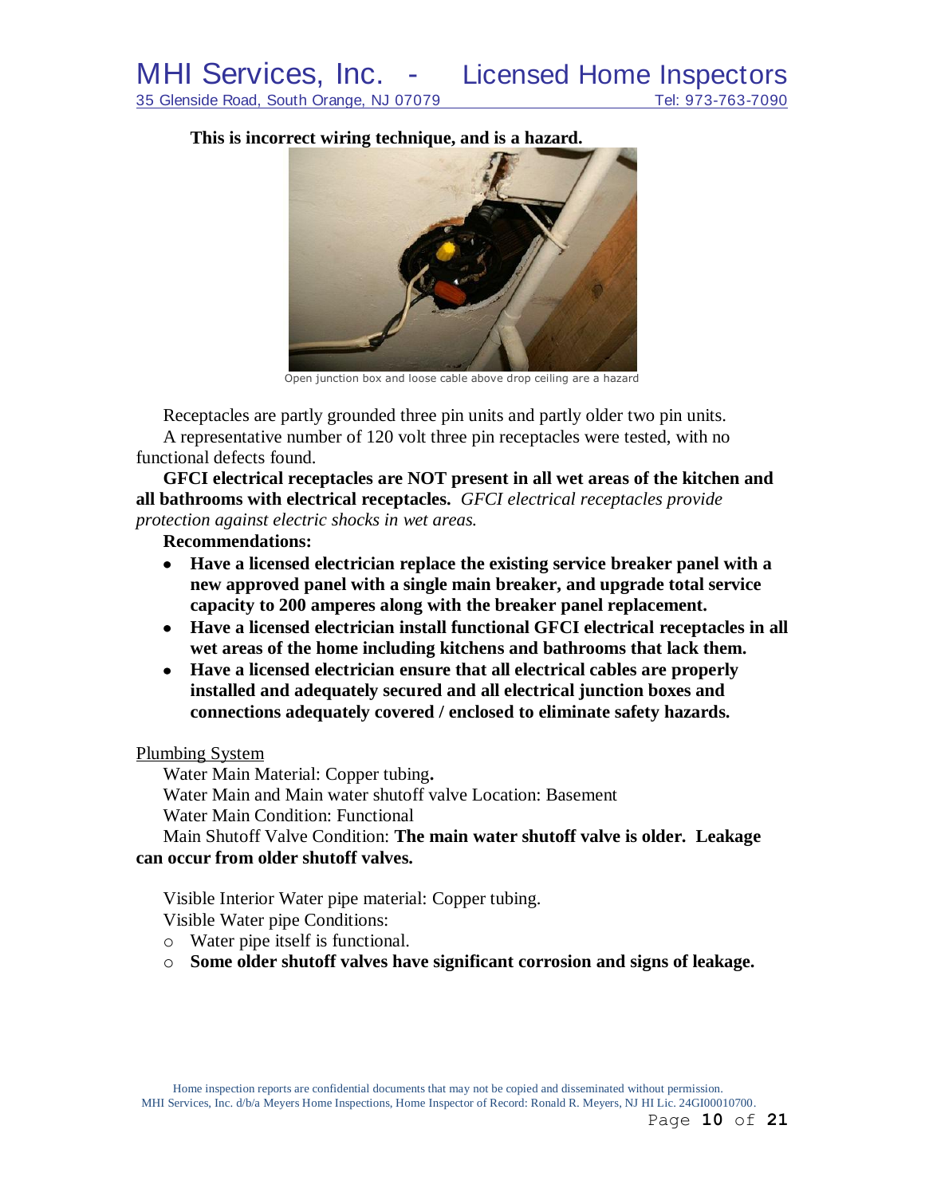**This is incorrect wiring technique, and is a hazard.**

Open junction box and loose cable above drop ceiling are a hazard

Receptacles are partly grounded three pin units and partly older two pin units.

A representative number of 120 volt three pin receptacles were tested, with no functional defects found.

**GFCI electrical receptacles are NOT present in all wet areas of the kitchen and all bathrooms with electrical receptacles.** *GFCI electrical receptacles provide protection against electric shocks in wet areas.*

**Recommendations:**

- **Have a licensed electrician replace the existing service breaker panel with a new approved panel with a single main breaker, and upgrade total service capacity to 200 amperes along with the breaker panel replacement.**
- **Have a licensed electrician install functional GFCI electrical receptacles in all wet areas of the home including kitchens and bathrooms that lack them.**
- **Have a licensed electrician ensure that all electrical cables are properly installed and adequately secured and all electrical junction boxes and connections adequately covered / enclosed to eliminate safety hazards.**

Plumbing System

Water Main Material: Copper tubing**.**

Water Main and Main water shutoff valve Location: Basement

Water Main Condition: Functional

Main Shutoff Valve Condition: **The main water shutoff valve is older. Leakage can occur from older shutoff valves.**

Visible Interior Water pipe material: Copper tubing.

Visible Water pipe Conditions:

- Water pipe itself is functional.
- **Some older shutoff valves have significant corrosion and signs of leakage.**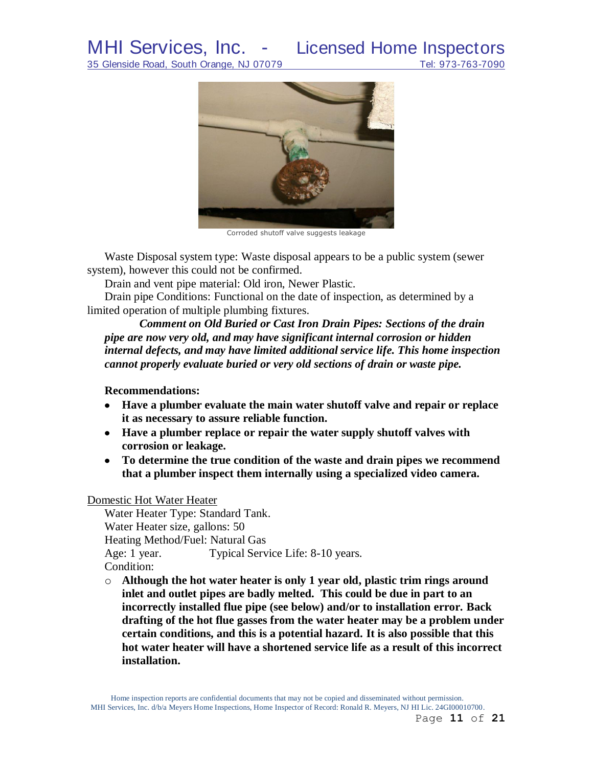Corroded shutoff valve suggests leakage

Waste Disposal system type: Waste disposal appears to be a public system (sewer system), however this could not be confirmed.

Drain and vent pipe material: Old iron, Newer Plastic.

Drain pipe Conditions: Functional on the date of inspection, as determined by a limited operation of multiple plumbing fixtures.

***Comment on Old Buried or Cast Iron Drain Pipes: Sections of the drain pipe are now very old, and may have significant internal corrosion or hidden internal defects, and may have limited additional service life. This home inspection cannot properly evaluate buried or very old sections of drain or waste pipe.***

**Recommendations:**

- **Have a plumber evaluate the main water shutoff valve and repair or replace it as necessary to assure reliable function.**
- **Have a plumber replace or repair the water supply shutoff valves with corrosion or leakage.**
- **To determine the true condition of the waste and drain pipes we recommend that a plumber inspect them internally using a specialized video camera.**

<u>Domestic Hot Water Heater</u>

Water Heater Type: Standard Tank.

Water Heater size, gallons: 50

Heating Method/Fuel: Natural Gas

Age: 1 year. Typical Service Life: 8-10 years.

Condition:

- **Although the hot water heater is only 1 year old, plastic trim rings around inlet and outlet pipes are badly melted. This could be due in part to an incorrectly installed flue pipe (see below) and/or to installation error. Back drafting of the hot flue gasses from the water heater may be a problem under certain conditions, and this is a potential hazard. It is also possible that this hot water heater will have a shortened service life as a result of this incorrect installation.**

Home inspection reports are confidential documents that may not be copied and disseminated without permission.
MHI Services, Inc. d/b/a Meyers Home Inspections, Home Inspector of Record: Ronald R. Meyers, NJ HI Lic. 24GI00010700.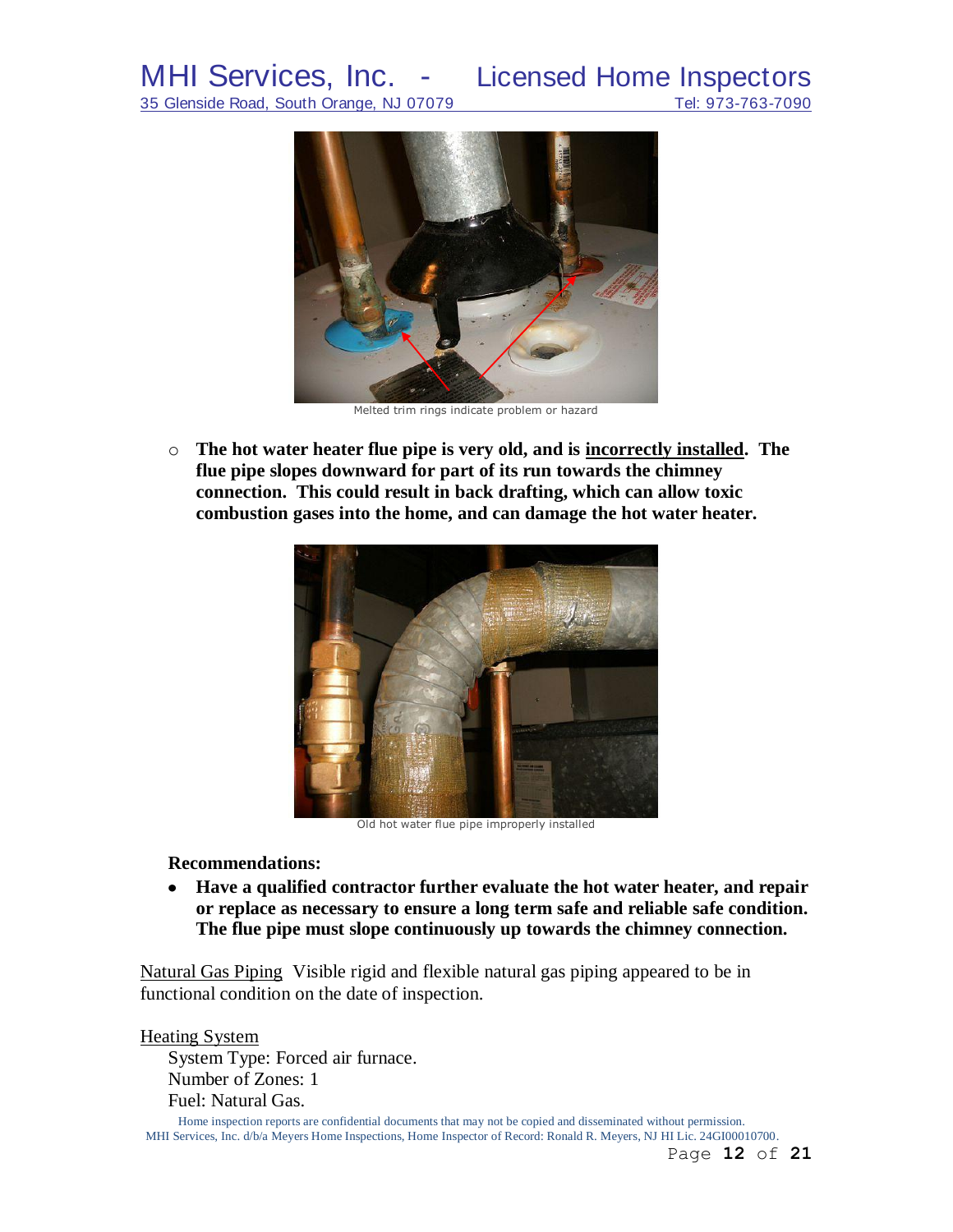Melted trim rings indicate problem or hazard

- **The hot water heater flue pipe is very old, and is <u>incorrectly installed</u>. The flue pipe slopes downward for part of its run towards the chimney connection. This could result in back drafting, which can allow toxic combustion gases into the home, and can damage the hot water heater.**

Old hot water flue pipe improperly installed

**Recommendations:**

- **Have a qualified contractor further evaluate the hot water heater, and repair or replace as necessary to ensure a long term safe and reliable safe condition. The flue pipe must slope continuously up towards the chimney connection.**

<u>Natural Gas Piping</u> Visible rigid and flexible natural gas piping appeared to be in functional condition on the date of inspection.

<u>Heating System</u>

System Type: Forced air furnace.
Number of Zones: 1
Fuel: Natural Gas.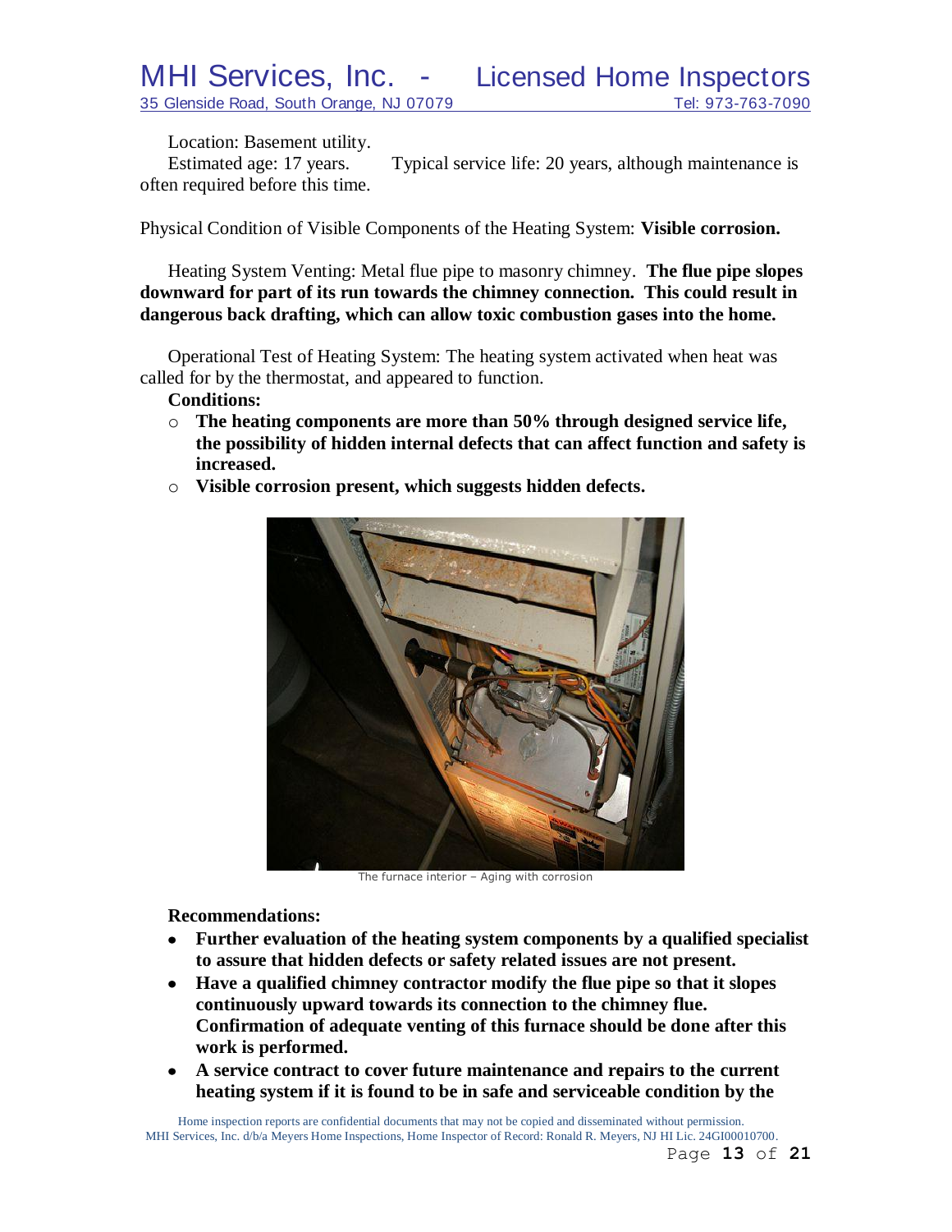Location: Basement utility.
Estimated age: 17 years. Typical service life: 20 years, although maintenance is often required before this time.

Physical Condition of Visible Components of the Heating System: **Visible corrosion.**

Heating System Venting: Metal flue pipe to masonry chimney. **The flue pipe slopes downward for part of its run towards the chimney connection. This could result in dangerous back drafting, which can allow toxic combustion gases into the home.**

Operational Test of Heating System: The heating system activated when heat was called for by the thermostat, and appeared to function.

**Conditions:**

- **The heating components are more than 50% through designed service life, the possibility of hidden internal defects that can affect function and safety is increased.**
- **Visible corrosion present, which suggests hidden defects.**

The furnace interior – Aging with corrosion

**Recommendations:**

- **Further evaluation of the heating system components by a qualified specialist to assure that hidden defects or safety related issues are not present.**
- **Have a qualified chimney contractor modify the flue pipe so that it slopes continuously upward towards its connection to the chimney flue. Confirmation of adequate venting of this furnace should be done after this work is performed.**
- **A service contract to cover future maintenance and repairs to the current heating system if it is found to be in safe and serviceable condition by the**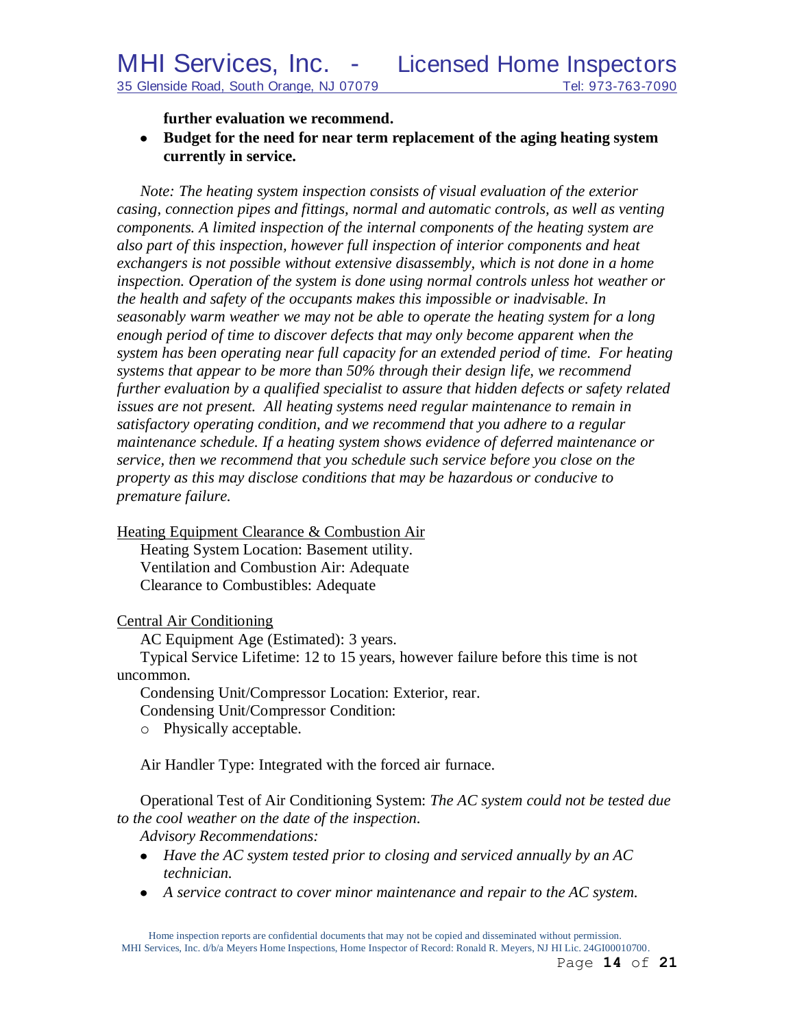**further evaluation we recommend.**

- **Budget for the need for near term replacement of the aging heating system currently in service.**

*Note: The heating system inspection consists of visual evaluation of the exterior casing, connection pipes and fittings, normal and automatic controls, as well as venting components. A limited inspection of the internal components of the heating system are also part of this inspection, however full inspection of interior components and heat exchangers is not possible without extensive disassembly, which is not done in a home inspection. Operation of the system is done using normal controls unless hot weather or the health and safety of the occupants makes this impossible or inadvisable. In seasonably warm weather we may not be able to operate the heating system for a long enough period of time to discover defects that may only become apparent when the system has been operating near full capacity for an extended period of time. For heating systems that appear to be more than 50% through their design life, we recommend further evaluation by a qualified specialist to assure that hidden defects or safety related issues are not present. All heating systems need regular maintenance to remain in satisfactory operating condition, and we recommend that you adhere to a regular maintenance schedule. If a heating system shows evidence of deferred maintenance or service, then we recommend that you schedule such service before you close on the property as this may disclose conditions that may be hazardous or conducive to premature failure.*

<u>Heating Equipment Clearance & Combustion Air</u>

Heating System Location: Basement utility.
Ventilation and Combustion Air: Adequate
Clearance to Combustibles: Adequate

<u>Central Air Conditioning</u>

AC Equipment Age (Estimated): 3 years.
Typical Service Lifetime: 12 to 15 years, however failure before this time is not uncommon.
Condensing Unit/Compressor Location: Exterior, rear.
Condensing Unit/Compressor Condition:

- Physically acceptable.

Air Handler Type: Integrated with the forced air furnace.

Operational Test of Air Conditioning System: *The AC system could not be tested due to the cool weather on the date of the inspection.*

*Advisory Recommendations:*

- *Have the AC system tested prior to closing and serviced annually by an AC technician.*
- *A service contract to cover minor maintenance and repair to the AC system.*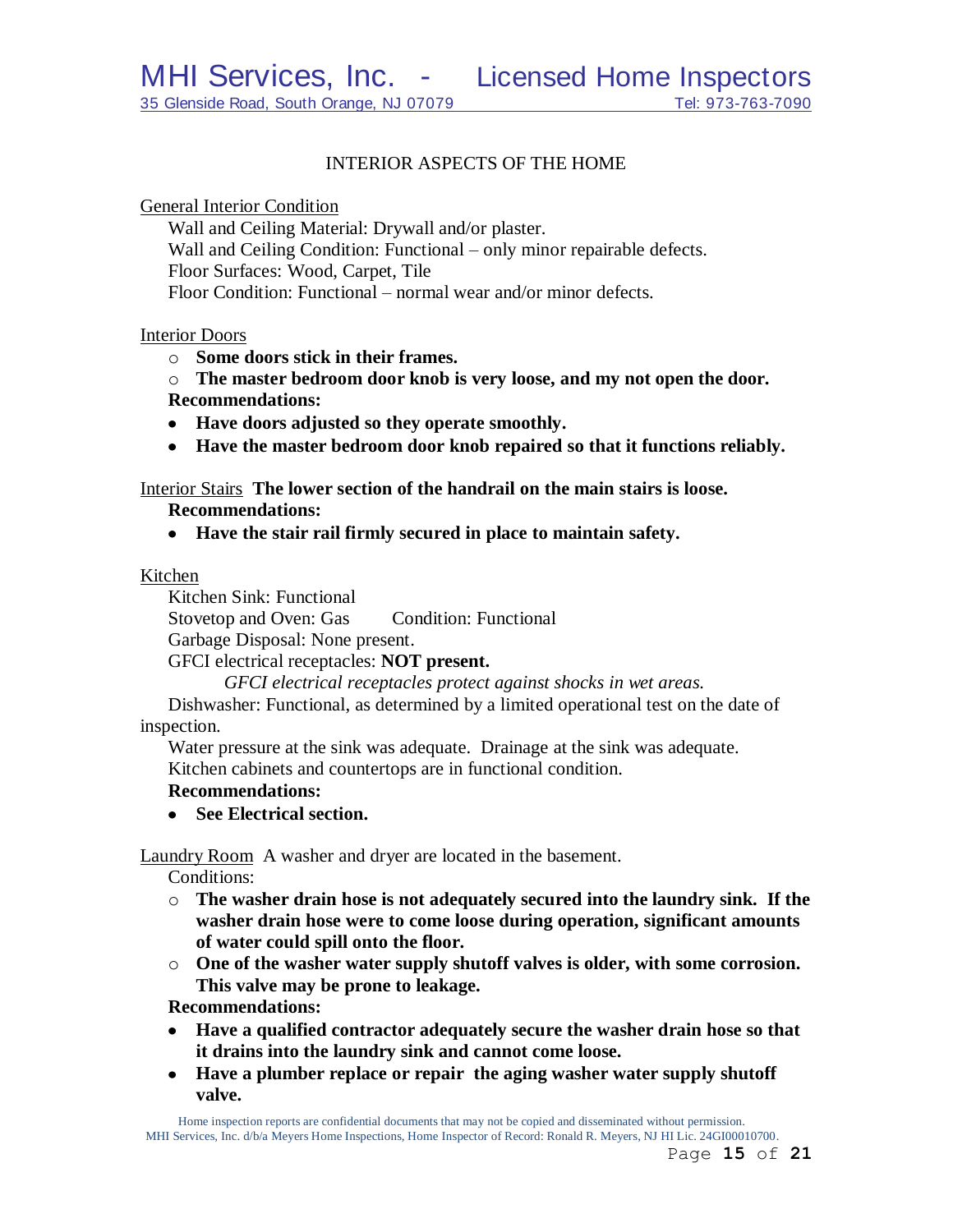## INTERIOR ASPECTS OF THE HOME

General Interior Condition

Wall and Ceiling Material: Drywall and/or plaster.
Wall and Ceiling Condition: Functional – only minor repairable defects.
Floor Surfaces: Wood, Carpet, Tile
Floor Condition: Functional – normal wear and/or minor defects.

Interior Doors

- **Some doors stick in their frames.**
- **The master bedroom door knob is very loose, and my not open the door.**

**Recommendations:**

- **Have doors adjusted so they operate smoothly.**
- **Have the master bedroom door knob repaired so that it functions reliably.**

Interior Stairs **The lower section of the handrail on the main stairs is loose.**

**Recommendations:**

- **Have the stair rail firmly secured in place to maintain safety.**

Kitchen

Kitchen Sink: Functional
Stovetop and Oven: Gas Condition: Functional
Garbage Disposal: None present.
GFCI electrical receptacles: **NOT present.**

*GFCI electrical receptacles protect against shocks in wet areas.*

Dishwasher: Functional, as determined by a limited operational test on the date of inspection.
Water pressure at the sink was adequate. Drainage at the sink was adequate.
Kitchen cabinets and countertops are in functional condition.

**Recommendations:**

- **See Electrical section.**

Laundry Room A washer and dryer are located in the basement.

Conditions:

- **The washer drain hose is not adequately secured into the laundry sink. If the washer drain hose were to come loose during operation, significant amounts of water could spill onto the floor.**
- **One of the washer water supply shutoff valves is older, with some corrosion. This valve may be prone to leakage.**

**Recommendations:**

- **Have a qualified contractor adequately secure the washer drain hose so that it drains into the laundry sink and cannot come loose.**
- **Have a plumber replace or repair the aging washer water supply shutoff valve.**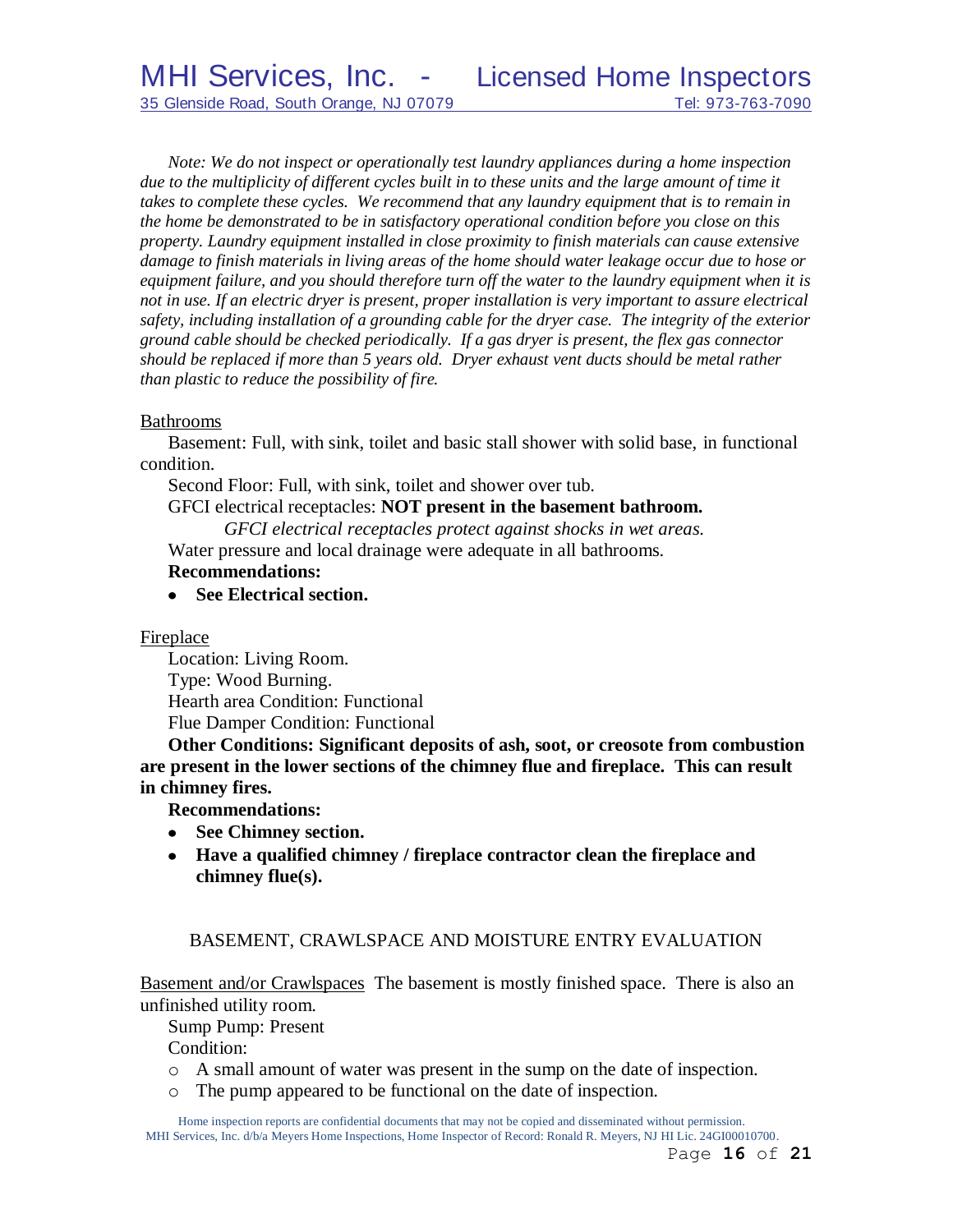*Note: We do not inspect or operationally test laundry appliances during a home inspection due to the multiplicity of different cycles built in to these units and the large amount of time it takes to complete these cycles. We recommend that any laundry equipment that is to remain in the home be demonstrated to be in satisfactory operational condition before you close on this property. Laundry equipment installed in close proximity to finish materials can cause extensive damage to finish materials in living areas of the home should water leakage occur due to hose or equipment failure, and you should therefore turn off the water to the laundry equipment when it is not in use. If an electric dryer is present, proper installation is very important to assure electrical safety, including installation of a grounding cable for the dryer case. The integrity of the exterior ground cable should be checked periodically. If a gas dryer is present, the flex gas connector should be replaced if more than 5 years old. Dryer exhaust vent ducts should be metal rather than plastic to reduce the possibility of fire.*

Bathrooms

Basement: Full, with sink, toilet and basic stall shower with solid base, in functional condition.

Second Floor: Full, with sink, toilet and shower over tub.

GFCI electrical receptacles: **NOT present in the basement bathroom.**

*GFCI electrical receptacles protect against shocks in wet areas.*

Water pressure and local drainage were adequate in all bathrooms.

**Recommendations:**

- **See Electrical section.**

Fireplace

Location: Living Room.

Type: Wood Burning.

Hearth area Condition: Functional

Flue Damper Condition: Functional

**Other Conditions: Significant deposits of ash, soot, or creosote from combustion are present in the lower sections of the chimney flue and fireplace. This can result in chimney fires.**

**Recommendations:**

- **See Chimney section.**
- **Have a qualified chimney / fireplace contractor clean the fireplace and chimney flue(s).**

## BASEMENT, CRAWLSPACE AND MOISTURE ENTRY EVALUATION

Basement and/or Crawlspaces The basement is mostly finished space. There is also an unfinished utility room.

Sump Pump: Present

Condition:

- A small amount of water was present in the sump on the date of inspection.
- The pump appeared to be functional on the date of inspection.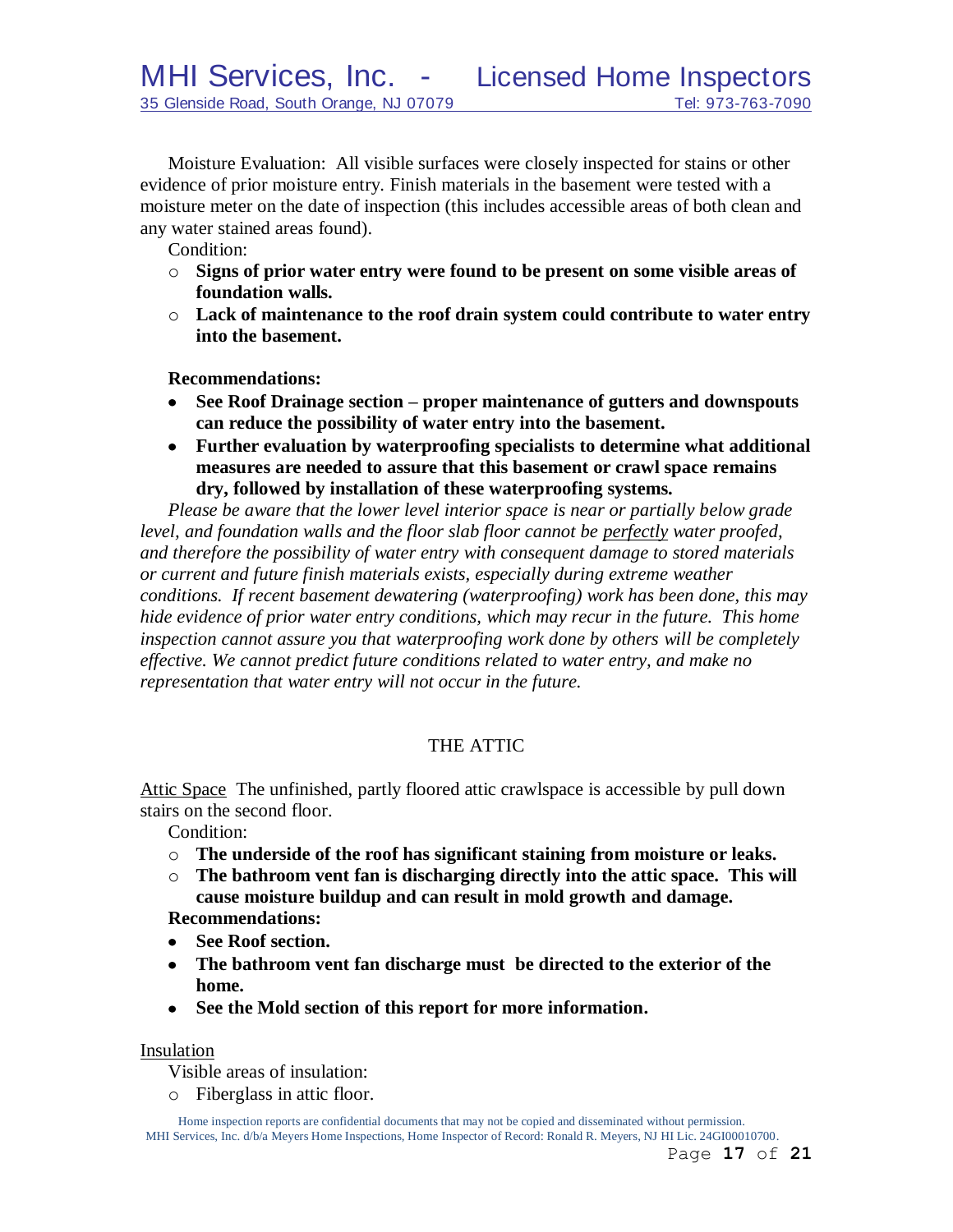Moisture Evaluation: All visible surfaces were closely inspected for stains or other evidence of prior moisture entry. Finish materials in the basement were tested with a moisture meter on the date of inspection (this includes accessible areas of both clean and any water stained areas found).

Condition:

- **Signs of prior water entry were found to be present on some visible areas of foundation walls.**
- **Lack of maintenance to the roof drain system could contribute to water entry into the basement.**

**Recommendations:**

- **See Roof Drainage section – proper maintenance of gutters and downspouts can reduce the possibility of water entry into the basement.**
- **Further evaluation by waterproofing specialists to determine what additional measures are needed to assure that this basement or crawl space remains dry, followed by installation of these waterproofing systems.**

*Please be aware that the lower level interior space is near or partially below grade level, and foundation walls and the floor slab floor cannot be* <u>*perfectly*</u> *water proofed, and therefore the possibility of water entry with consequent damage to stored materials or current and future finish materials exists, especially during extreme weather conditions. If recent basement dewatering (waterproofing) work has been done, this may hide evidence of prior water entry conditions, which may recur in the future. This home inspection cannot assure you that waterproofing work done by others will be completely effective. We cannot predict future conditions related to water entry, and make no representation that water entry will not occur in the future.*

## THE ATTIC

<u>Attic Space</u> The unfinished, partly floored attic crawlspace is accessible by pull down stairs on the second floor.

Condition:

- **The underside of the roof has significant staining from moisture or leaks.**
- **The bathroom vent fan is discharging directly into the attic space. This will cause moisture buildup and can result in mold growth and damage.**

**Recommendations:**

- **See Roof section.**
- **The bathroom vent fan discharge must be directed to the exterior of the home.**
- **See the Mold section of this report for more information.**

<u>Insulation</u>

Visible areas of insulation:

- Fiberglass in attic floor.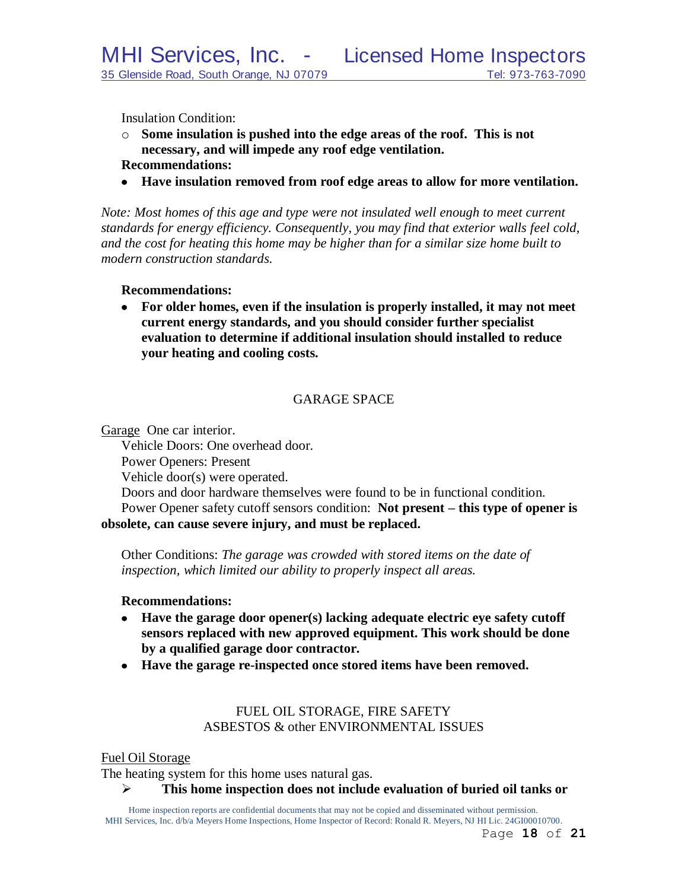Insulation Condition:

- **Some insulation is pushed into the edge areas of the roof. This is not necessary, and will impede any roof edge ventilation.**

**Recommendations:**

- **Have insulation removed from roof edge areas to allow for more ventilation.**

*Note: Most homes of this age and type were not insulated well enough to meet current standards for energy efficiency. Consequently, you may find that exterior walls feel cold, and the cost for heating this home may be higher than for a similar size home built to modern construction standards.*

**Recommendations:**

- **For older homes, even if the insulation is properly installed, it may not meet current energy standards, and you should consider further specialist evaluation to determine if additional insulation should installed to reduce your heating and cooling costs.**

## GARAGE SPACE

<u>Garage</u> One car interior.

Vehicle Doors: One overhead door.

Power Openers: Present

Vehicle door(s) were operated.

Doors and door hardware themselves were found to be in functional condition.

Power Opener safety cutoff sensors condition: **Not present – this type of opener is obsolete, can cause severe injury, and must be replaced.**

Other Conditions: *The garage was crowded with stored items on the date of inspection, which limited our ability to properly inspect all areas.*

**Recommendations:**

- **Have the garage door opener(s) lacking adequate electric eye safety cutoff sensors replaced with new approved equipment. This work should be done by a qualified garage door contractor.**
- **Have the garage re-inspected once stored items have been removed.**

## FUEL OIL STORAGE, FIRE SAFETY
## ASBESTOS & other ENVIRONMENTAL ISSUES

<u>Fuel Oil Storage</u>

The heating system for this home uses natural gas.

- **This home inspection does not include evaluation of buried oil tanks or**

Home inspection reports are confidential documents that may not be copied and disseminated without permission.
MHI Services, Inc. d/b/a Meyers Home Inspections, Home Inspector of Record: Ronald R. Meyers, NJ HI Lic. 24GI00010700.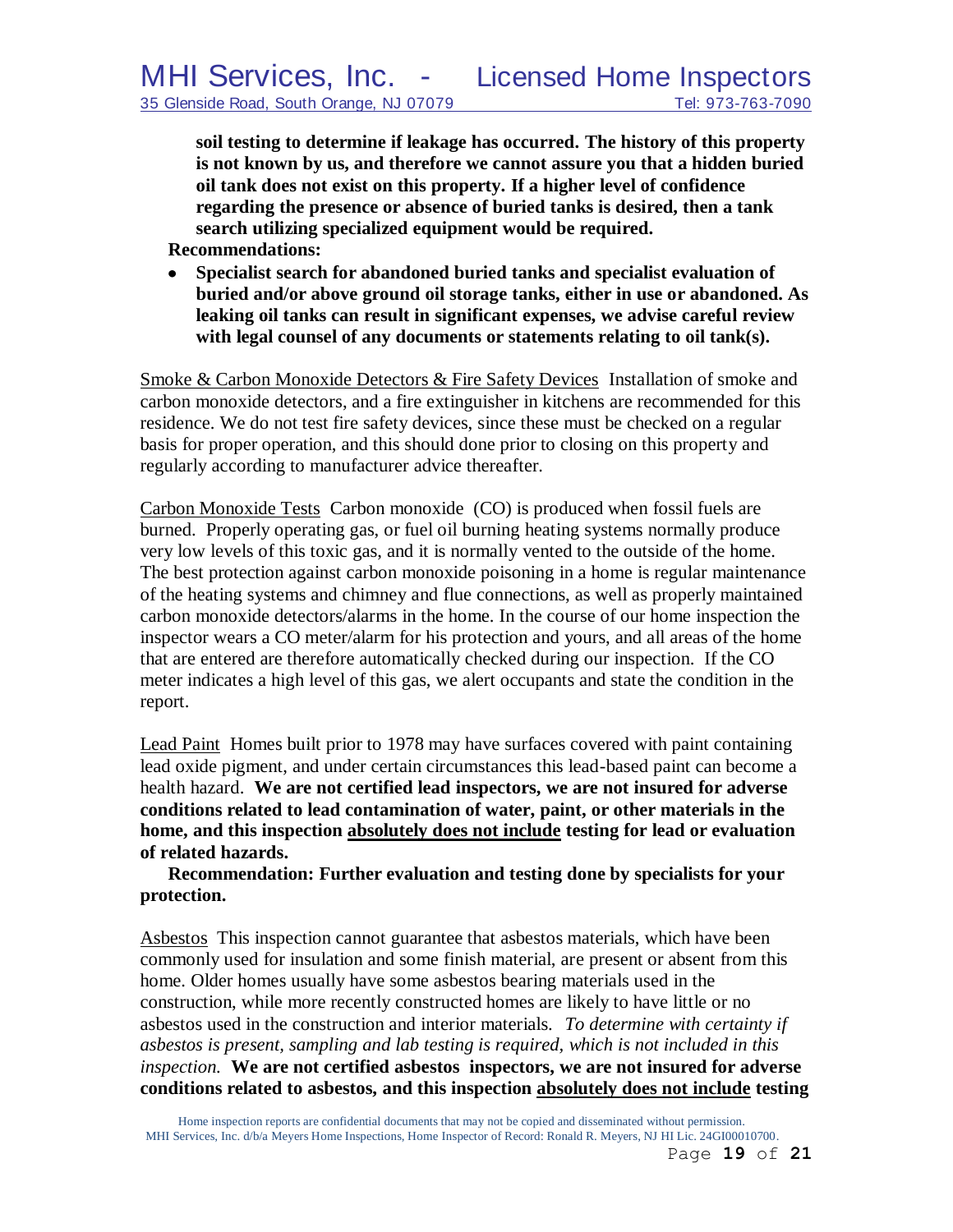**soil testing to determine if leakage has occurred. The history of this property is not known by us, and therefore we cannot assure you that a hidden buried oil tank does not exist on this property. If a higher level of confidence regarding the presence or absence of buried tanks is desired, then a tank search utilizing specialized equipment would be required.**

**Recommendations:**

- **Specialist search for abandoned buried tanks and specialist evaluation of buried and/or above ground oil storage tanks, either in use or abandoned. As leaking oil tanks can result in significant expenses, we advise careful review with legal counsel of any documents or statements relating to oil tank(s).**

<u>Smoke & Carbon Monoxide Detectors & Fire Safety Devices</u> Installation of smoke and carbon monoxide detectors, and a fire extinguisher in kitchens are recommended for this residence. We do not test fire safety devices, since these must be checked on a regular basis for proper operation, and this should done prior to closing on this property and regularly according to manufacturer advice thereafter.

<u>Carbon Monoxide Tests</u> Carbon monoxide (CO) is produced when fossil fuels are burned. Properly operating gas, or fuel oil burning heating systems normally produce very low levels of this toxic gas, and it is normally vented to the outside of the home. The best protection against carbon monoxide poisoning in a home is regular maintenance of the heating systems and chimney and flue connections, as well as properly maintained carbon monoxide detectors/alarms in the home. In the course of our home inspection the inspector wears a CO meter/alarm for his protection and yours, and all areas of the home that are entered are therefore automatically checked during our inspection. If the CO meter indicates a high level of this gas, we alert occupants and state the condition in the report.

<u>Lead Paint</u> Homes built prior to 1978 may have surfaces covered with paint containing lead oxide pigment, and under certain circumstances this lead-based paint can become a health hazard. **We are not certified lead inspectors, we are not insured for adverse conditions related to lead contamination of water, paint, or other materials in the home, and this inspection <u>absolutely does not include</u> testing for lead or evaluation of related hazards.**

**Recommendation: Further evaluation and testing done by specialists for your protection.**

<u>Asbestos</u> This inspection cannot guarantee that asbestos materials, which have been commonly used for insulation and some finish material, are present or absent from this home. Older homes usually have some asbestos bearing materials used in the construction, while more recently constructed homes are likely to have little or no asbestos used in the construction and interior materials. *To determine with certainty if asbestos is present, sampling and lab testing is required, which is not included in this inspection.* **We are not certified asbestos inspectors, we are not insured for adverse conditions related to asbestos, and this inspection <u>absolutely does not include</u> testing**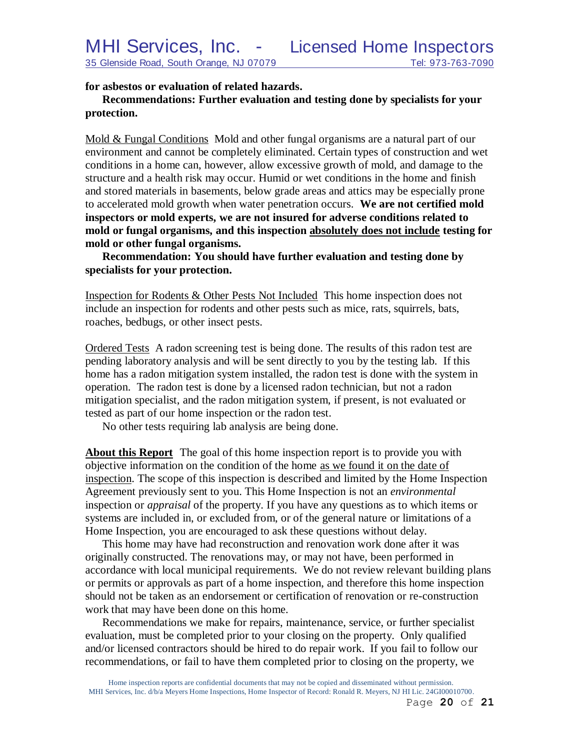**for asbestos or evaluation of related hazards.**

**Recommendations: Further evaluation and testing done by specialists for your protection.**

<u>Mold & Fungal Conditions</u> Mold and other fungal organisms are a natural part of our environment and cannot be completely eliminated. Certain types of construction and wet conditions in a home can, however, allow excessive growth of mold, and damage to the structure and a health risk may occur. Humid or wet conditions in the home and finish and stored materials in basements, below grade areas and attics may be especially prone to accelerated mold growth when water penetration occurs. **We are not certified mold inspectors or mold experts, we are not insured for adverse conditions related to mold or fungal organisms, and this inspection <u>absolutely does not include</u> testing for mold or other fungal organisms.**

**Recommendation: You should have further evaluation and testing done by specialists for your protection.**

<u>Inspection for Rodents & Other Pests Not Included</u> This home inspection does not include an inspection for rodents and other pests such as mice, rats, squirrels, bats, roaches, bedbugs, or other insect pests.

<u>Ordered Tests</u> A radon screening test is being done. The results of this radon test are pending laboratory analysis and will be sent directly to you by the testing lab. If this home has a radon mitigation system installed, the radon test is done with the system in operation. The radon test is done by a licensed radon technician, but not a radon mitigation specialist, and the radon mitigation system, if present, is not evaluated or tested as part of our home inspection or the radon test.

No other tests requiring lab analysis are being done.

**<u>About this Report</u>** The goal of this home inspection report is to provide you with objective information on the condition of the home <u>as we found it on the date of inspection</u>. The scope of this inspection is described and limited by the Home Inspection Agreement previously sent to you. This Home Inspection is not an *environmental* inspection or *appraisal* of the property. If you have any questions as to which items or systems are included in, or excluded from, or of the general nature or limitations of a Home Inspection, you are encouraged to ask these questions without delay.

This home may have had reconstruction and renovation work done after it was originally constructed. The renovations may, or may not have, been performed in accordance with local municipal requirements. We do not review relevant building plans or permits or approvals as part of a home inspection, and therefore this home inspection should not be taken as an endorsement or certification of renovation or re-construction work that may have been done on this home.

Recommendations we make for repairs, maintenance, service, or further specialist evaluation, must be completed prior to your closing on the property. Only qualified and/or licensed contractors should be hired to do repair work. If you fail to follow our recommendations, or fail to have them completed prior to closing on the property, we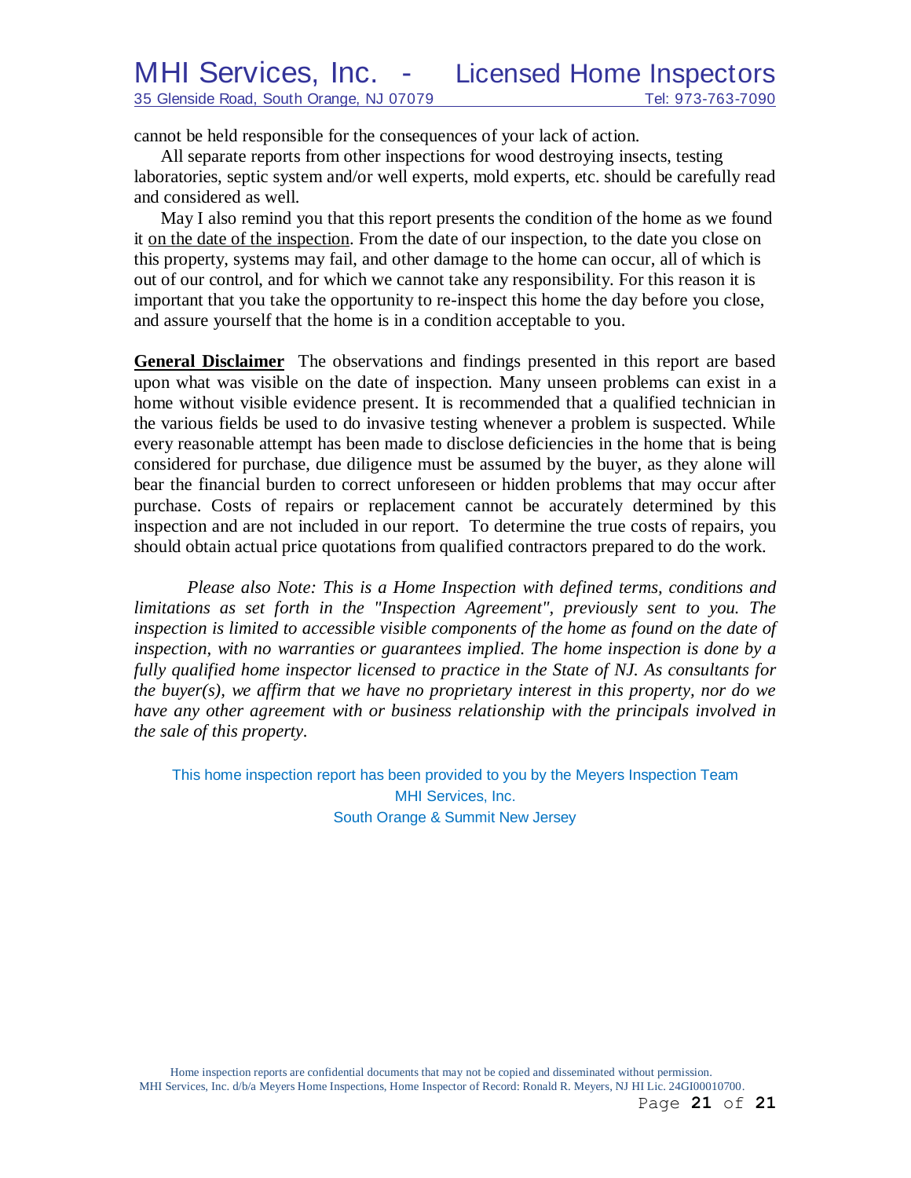cannot be held responsible for the consequences of your lack of action.

All separate reports from other inspections for wood destroying insects, testing laboratories, septic system and/or well experts, mold experts, etc. should be carefully read and considered as well.

May I also remind you that this report presents the condition of the home as we found it <u>on the date of the inspection</u>. From the date of our inspection, to the date you close on this property, systems may fail, and other damage to the home can occur, all of which is out of our control, and for which we cannot take any responsibility. For this reason it is important that you take the opportunity to re-inspect this home the day before you close, and assure yourself that the home is in a condition acceptable to you.

**<u>General Disclaimer</u>** The observations and findings presented in this report are based upon what was visible on the date of inspection. Many unseen problems can exist in a home without visible evidence present. It is recommended that a qualified technician in the various fields be used to do invasive testing whenever a problem is suspected. While every reasonable attempt has been made to disclose deficiencies in the home that is being considered for purchase, due diligence must be assumed by the buyer, as they alone will bear the financial burden to correct unforeseen or hidden problems that may occur after purchase. Costs of repairs or replacement cannot be accurately determined by this inspection and are not included in our report. To determine the true costs of repairs, you should obtain actual price quotations from qualified contractors prepared to do the work.

*Please also Note: This is a Home Inspection with defined terms, conditions and limitations as set forth in the "Inspection Agreement", previously sent to you. The inspection is limited to accessible visible components of the home as found on the date of inspection, with no warranties or guarantees implied. The home inspection is done by a fully qualified home inspector licensed to practice in the State of NJ. As consultants for the buyer(s), we affirm that we have no proprietary interest in this property, nor do we have any other agreement with or business relationship with the principals involved in the sale of this property.*

This home inspection report has been provided to you by the Meyers Inspection Team
MHI Services, Inc.
South Orange & Summit New Jersey

Home inspection reports are confidential documents that may not be copied and disseminated without permission.
MHI Services, Inc. d/b/a Meyers Home Inspections, Home Inspector of Record: Ronald R. Meyers, NJ HI Lic. 24GI00010700.